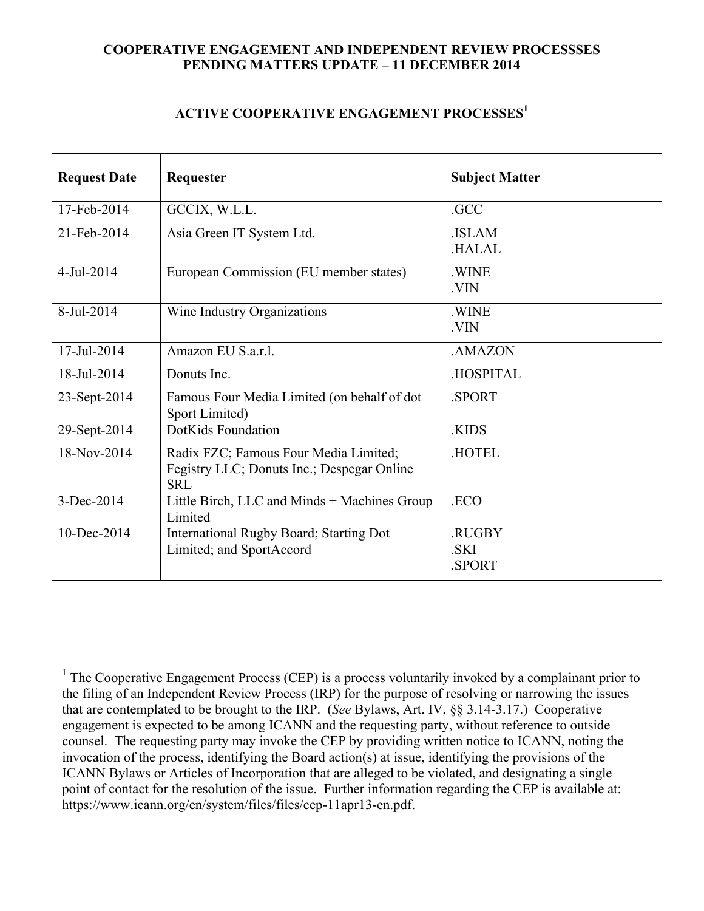**COOPERATIVE ENGAGEMENT AND INDEPENDENT REVIEW PROCESSSES**
**PENDING MATTERS UPDATE – 11 DECEMBER 2014**

## ACTIVE COOPERATIVE ENGAGEMENT PROCESSES[1]

| Request Date | Requester | Subject Matter |
|---|---|---|
| 17-Feb-2014 | GCCIX, W.L.L. | .GCC |
| 21-Feb-2014 | Asia Green IT System Ltd. | .ISLAM<br>.HALAL |
| 4-Jul-2014 | European Commission (EU member states) | .WINE<br>.VIN |
| 8-Jul-2014 | Wine Industry Organizations | .WINE<br>.VIN |
| 17-Jul-2014 | Amazon EU S.a.r.l. | .AMAZON |
| 18-Jul-2014 | Donuts Inc. | .HOSPITAL |
| 23-Sept-2014 | Famous Four Media Limited (on behalf of dot Sport Limited) | .SPORT |
| 29-Sept-2014 | DotKids Foundation | .KIDS |
| 18-Nov-2014 | Radix FZC; Famous Four Media Limited; Fegistry LLC; Donuts Inc.; Despegar Online SRL | .HOTEL |
| 3-Dec-2014 | Little Birch, LLC and Minds + Machines Group Limited | .ECO |
| 10-Dec-2014 | International Rugby Board; Starting Dot Limited; and SportAccord | .RUGBY<br>.SKI<br>.SPORT |

[1] The Cooperative Engagement Process (CEP) is a process voluntarily invoked by a complainant prior to the filing of an Independent Review Process (IRP) for the purpose of resolving or narrowing the issues that are contemplated to be brought to the IRP. (*See* Bylaws, Art. IV, §§ 3.14-3.17.) Cooperative engagement is expected to be among ICANN and the requesting party, without reference to outside counsel. The requesting party may invoke the CEP by providing written notice to ICANN, noting the invocation of the process, identifying the Board action(s) at issue, identifying the provisions of the ICANN Bylaws or Articles of Incorporation that are alleged to be violated, and designating a single point of contact for the resolution of the issue. Further information regarding the CEP is available at: https://www.icann.org/en/system/files/files/cep-11apr13-en.pdf.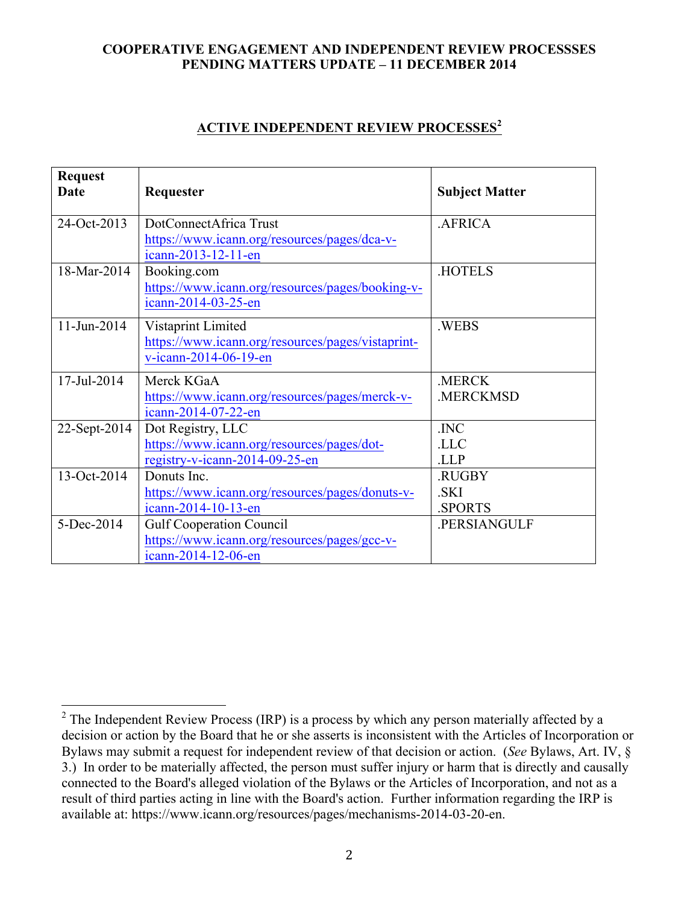COOPERATIVE ENGAGEMENT AND INDEPENDENT REVIEW PROCESSSES
PENDING MATTERS UPDATE – 11 DECEMBER 2014

## ACTIVE INDEPENDENT REVIEW PROCESSES[2]

| Request Date | Requester | Subject Matter |
|---|---|---|
| 24-Oct-2013 | DotConnectAfrica Trust https://www.icann.org/resources/pages/dca-v-icann-2013-12-11-en | .AFRICA |
| 18-Mar-2014 | Booking.com https://www.icann.org/resources/pages/booking-v-icann-2014-03-25-en | .HOTELS |
| 11-Jun-2014 | Vistaprint Limited https://www.icann.org/resources/pages/vistaprint-v-icann-2014-06-19-en | .WEBS |
| 17-Jul-2014 | Merck KGaA https://www.icann.org/resources/pages/merck-v-icann-2014-07-22-en | .MERCK .MERCKMSD |
| 22-Sept-2014 | Dot Registry, LLC https://www.icann.org/resources/pages/dot-registry-v-icann-2014-09-25-en | .INC .LLC .LLP |
| 13-Oct-2014 | Donuts Inc. https://www.icann.org/resources/pages/donuts-v-icann-2014-10-13-en | .RUGBY .SKI .SPORTS |
| 5-Dec-2014 | Gulf Cooperation Council https://www.icann.org/resources/pages/gcc-v-icann-2014-12-06-en | .PERSIANGULF |

[2] The Independent Review Process (IRP) is a process by which any person materially affected by a decision or action by the Board that he or she asserts is inconsistent with the Articles of Incorporation or Bylaws may submit a request for independent review of that decision or action. (*See* Bylaws, Art. IV, § 3.) In order to be materially affected, the person must suffer injury or harm that is directly and causally connected to the Board's alleged violation of the Bylaws or the Articles of Incorporation, and not as a result of third parties acting in line with the Board's action. Further information regarding the IRP is available at: https://www.icann.org/resources/pages/mechanisms-2014-03-20-en.